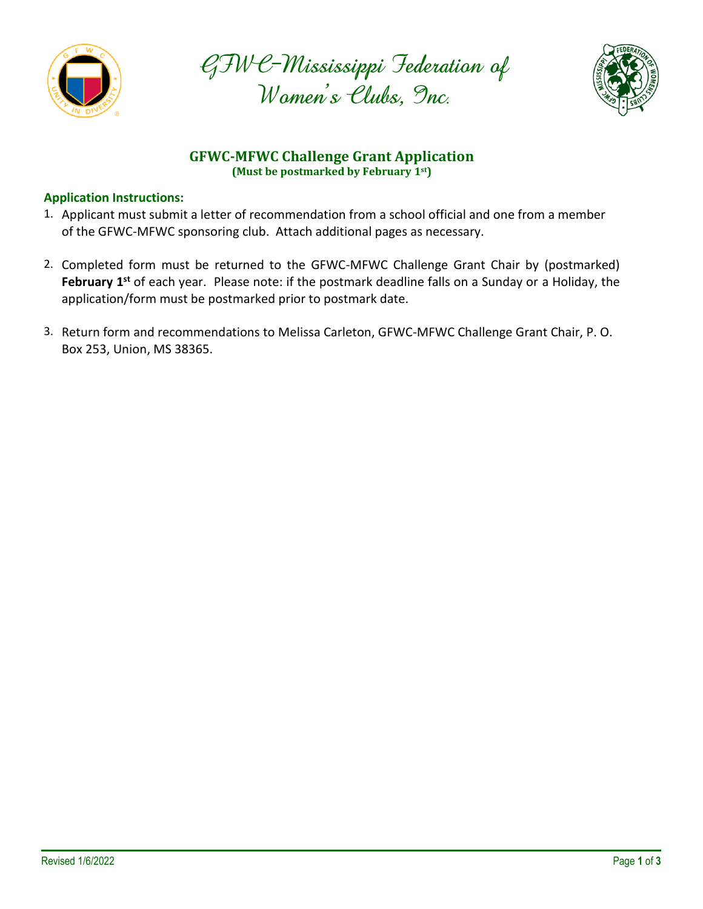# GFWC-Mississippi Federation of Women's Clubs, Inc.

## GFWC-MFWC Challenge Grant Application

**(Must be postmarked by February 1st)**

### Application Instructions:

1. Applicant must submit a letter of recommendation from a school official and one from a member of the GFWC-MFWC sponsoring club. Attach additional pages as necessary.

2. Completed form must be returned to the GFWC-MFWC Challenge Grant Chair by (postmarked) **February 1st** of each year. Please note: if the postmark deadline falls on a Sunday or a Holiday, the application/form must be postmarked prior to postmark date.

3. Return form and recommendations to Melissa Carleton, GFWC-MFWC Challenge Grant Chair, P. O. Box 253, Union, MS 38365.

Revised 1/6/2022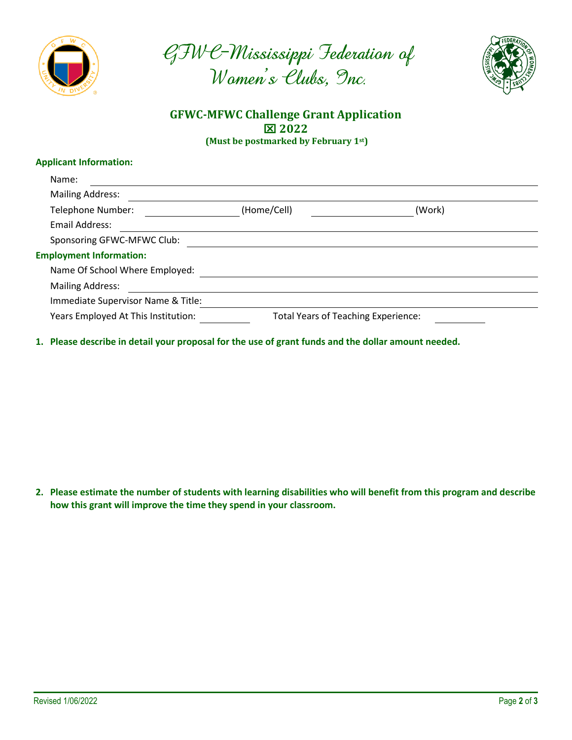# GFWC-Mississippi Federation of Women's Clubs, Inc.

## GFWC-MFWC Challenge Grant Application

**☒ 2022**

**(Must be postmarked by February 1st)**

**Applicant Information:**

Name: ______________________________

Mailing Address: ______________________________

Telephone Number: ____________ (Home/Cell) ____________ (Work)

Email Address: ______________________________

Sponsoring GFWC-MFWC Club: ______________________________

**Employment Information:**

Name Of School Where Employed: ______________________________

Mailing Address: ______________________________

Immediate Supervisor Name & Title: ______________________________

Years Employed At This Institution: ________ Total Years of Teaching Experience: ________

1. **Please describe in detail your proposal for the use of grant funds and the dollar amount needed.**

2. **Please estimate the number of students with learning disabilities who will benefit from this program and describe how this grant will improve the time they spend in your classroom.**

Revised 1/06/2022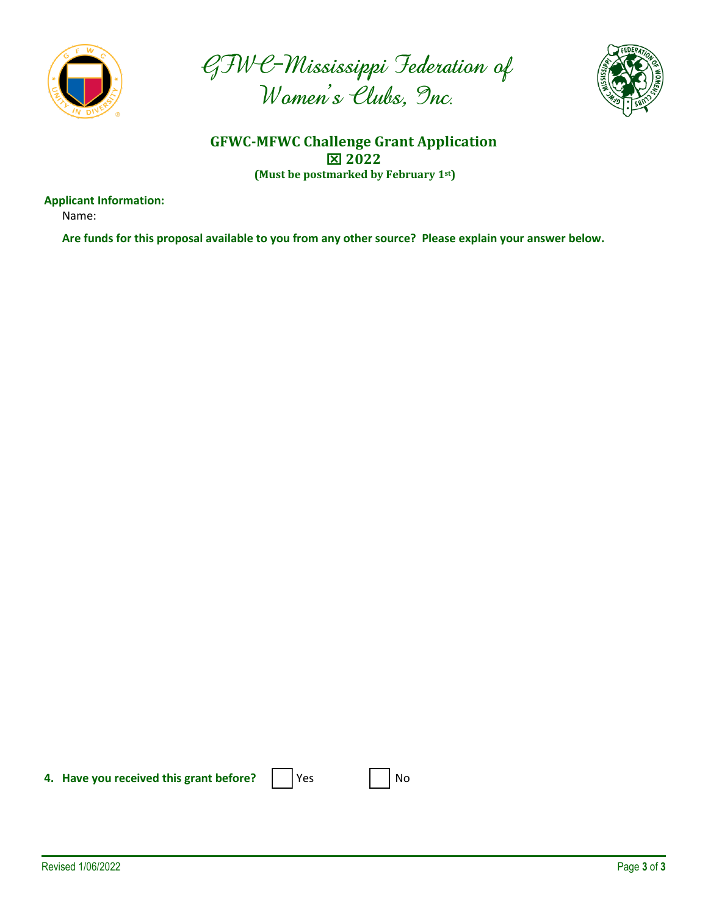# GFWC-Mississippi Federation of Women's Clubs, Inc.

## GFWC-MFWC Challenge Grant Application

☒ **2022**

**(Must be postmarked by February 1st)**

**Applicant Information:**

Name:

**Are funds for this proposal available to you from any other source? Please explain your answer below.**

**4. Have you received this grant before?** ☐ Yes ☐ No

Revised 1/06/2022